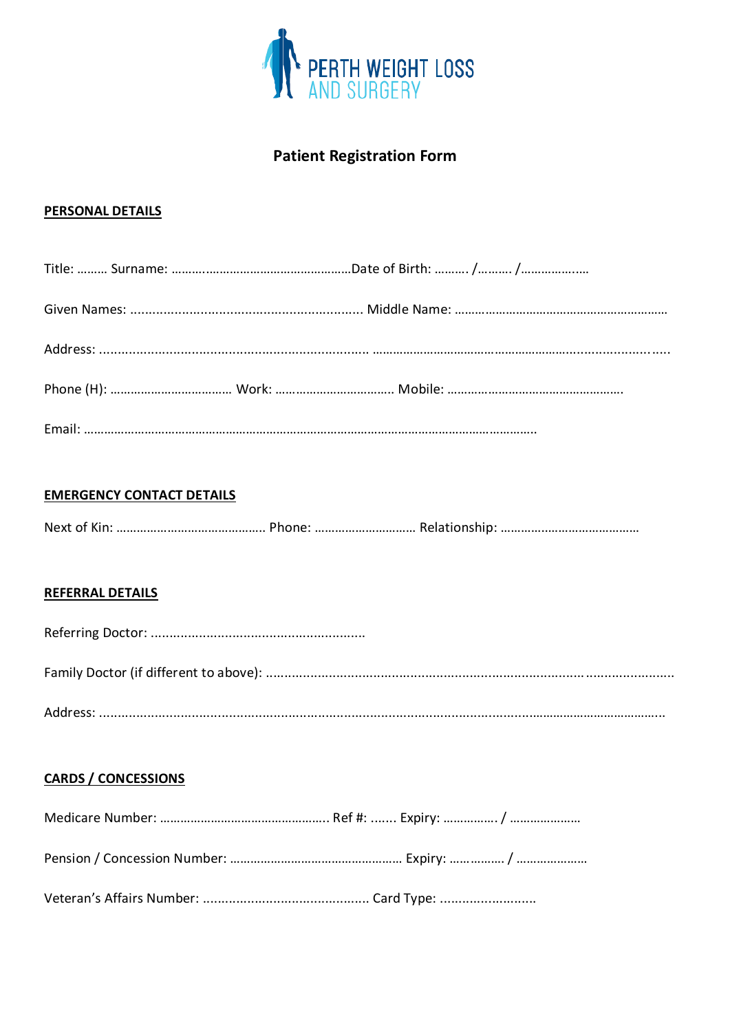PERTH WEIGHT LOSS AND SURGERY

# Patient Registration Form

## PERSONAL DETAILS

Title: ……… Surname: ……………………………………………Date of Birth: ………. /………. /………………

Given Names: ............................................................. Middle Name: ……………………………………………………

Address: ........................................................................ ……………………………………………………...................

Phone (H): ……………………………… Work: …………………………….. Mobile: ……………………………………………..

Email: ……………………………………………………………………………………………………………………

## EMERGENCY CONTACT DETAILS

Next of Kin: …………………………………….. Phone: ……………………….. Relationship: …………………………………

## REFERRAL DETAILS

Referring Doctor: .........................................................

Family Doctor (if different to above): ..........................................................................................................

Address: ..........................................................................................................................................

## CARDS / CONCESSIONS

Medicare Number: ………………………………………….. Ref #: ....... Expiry: ……………. / …………………

Pension / Concession Number: …………………………………………… Expiry: ……………. / …………………

Veteran's Affairs Number: ............................................ Card Type: ..........................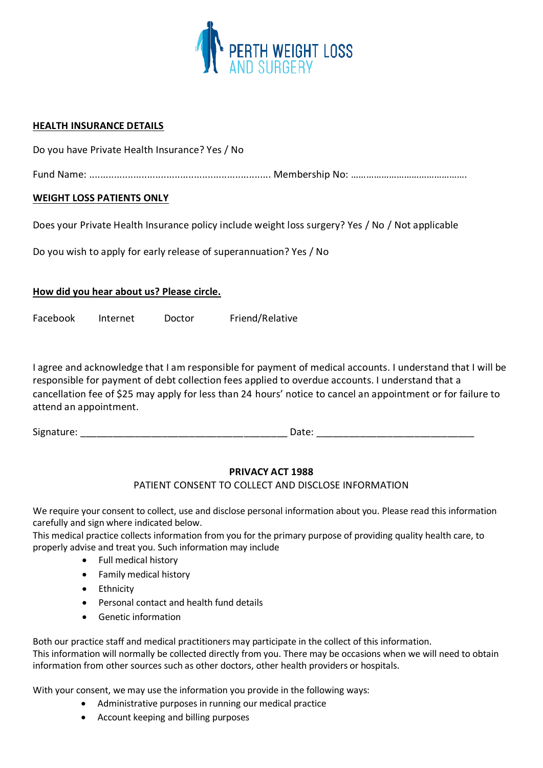PERTH WEIGHT LOSS AND SURGERY

**HEALTH INSURANCE DETAILS**

Do you have Private Health Insurance? Yes / No

Fund Name: .................................................................. Membership No: ……………………………………….

**WEIGHT LOSS PATIENTS ONLY**

Does your Private Health Insurance policy include weight loss surgery? Yes / No / Not applicable

Do you wish to apply for early release of superannuation? Yes / No

**How did you hear about us? Please circle.**

Facebook Internet Doctor Friend/Relative

I agree and acknowledge that I am responsible for payment of medical accounts. I understand that I will be responsible for payment of debt collection fees applied to overdue accounts. I understand that a cancellation fee of $25 may apply for less than 24 hours' notice to cancel an appointment or for failure to attend an appointment.

Signature: _____________________________________ Date: ____________________________

**PRIVACY ACT 1988**

PATIENT CONSENT TO COLLECT AND DISCLOSE INFORMATION

We require your consent to collect, use and disclose personal information about you. Please read this information carefully and sign where indicated below.
This medical practice collects information from you for the primary purpose of providing quality health care, to properly advise and treat you. Such information may include

- Full medical history
- Family medical history
- Ethnicity
- Personal contact and health fund details
- Genetic information

Both our practice staff and medical practitioners may participate in the collect of this information.
This information will normally be collected directly from you. There may be occasions when we will need to obtain information from other sources such as other doctors, other health providers or hospitals.

With your consent, we may use the information you provide in the following ways:

- Administrative purposes in running our medical practice
- Account keeping and billing purposes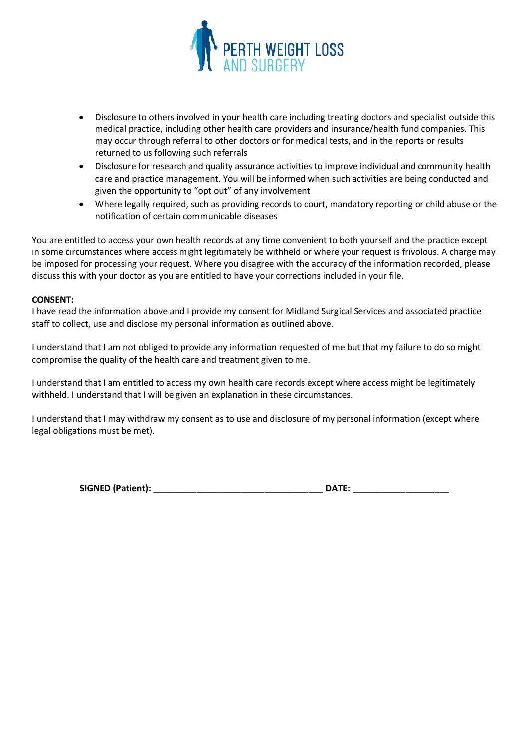- Disclosure to others involved in your health care including treating doctors and specialist outside this medical practice, including other health care providers and insurance/health fund companies. This may occur through referral to other doctors or for medical tests, and in the reports or results returned to us following such referrals
- Disclosure for research and quality assurance activities to improve individual and community health care and practice management. You will be informed when such activities are being conducted and given the opportunity to "opt out" of any involvement
- Where legally required, such as providing records to court, mandatory reporting or child abuse or the notification of certain communicable diseases

You are entitled to access your own health records at any time convenient to both yourself and the practice except in some circumstances where access might legitimately be withheld or where your request is frivolous. A charge may be imposed for processing your request. Where you disagree with the accuracy of the information recorded, please discuss this with your doctor as you are entitled to have your corrections included in your file.

**CONSENT:**

I have read the information above and I provide my consent for Midland Surgical Services and associated practice staff to collect, use and disclose my personal information as outlined above.

I understand that I am not obliged to provide any information requested of me but that my failure to do so might compromise the quality of the health care and treatment given to me.

I understand that I am entitled to access my own health care records except where access might be legitimately withheld. I understand that I will be given an explanation in these circumstances.

I understand that I may withdraw my consent as to use and disclosure of my personal information (except where legal obligations must be met).

**SIGNED (Patient):** ___________________________________ **DATE:** ____________________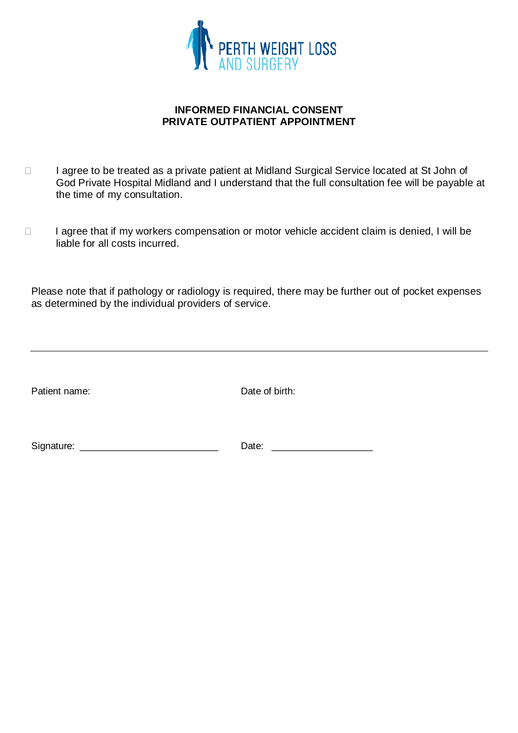PERTH WEIGHT LOSS AND SURGERY

**INFORMED FINANCIAL CONSENT**
**PRIVATE OUTPATIENT APPOINTMENT**

- [ ] I agree to be treated as a private patient at Midland Surgical Service located at St John of God Private Hospital Midland and I understand that the full consultation fee will be payable at the time of my consultation.

- [ ] I agree that if my workers compensation or motor vehicle accident claim is denied, I will be liable for all costs incurred.

Please note that if pathology or radiology is required, there may be further out of pocket expenses as determined by the individual providers of service.

---

Patient name: Date of birth:

Signature: ___________________________ Date: ____________________